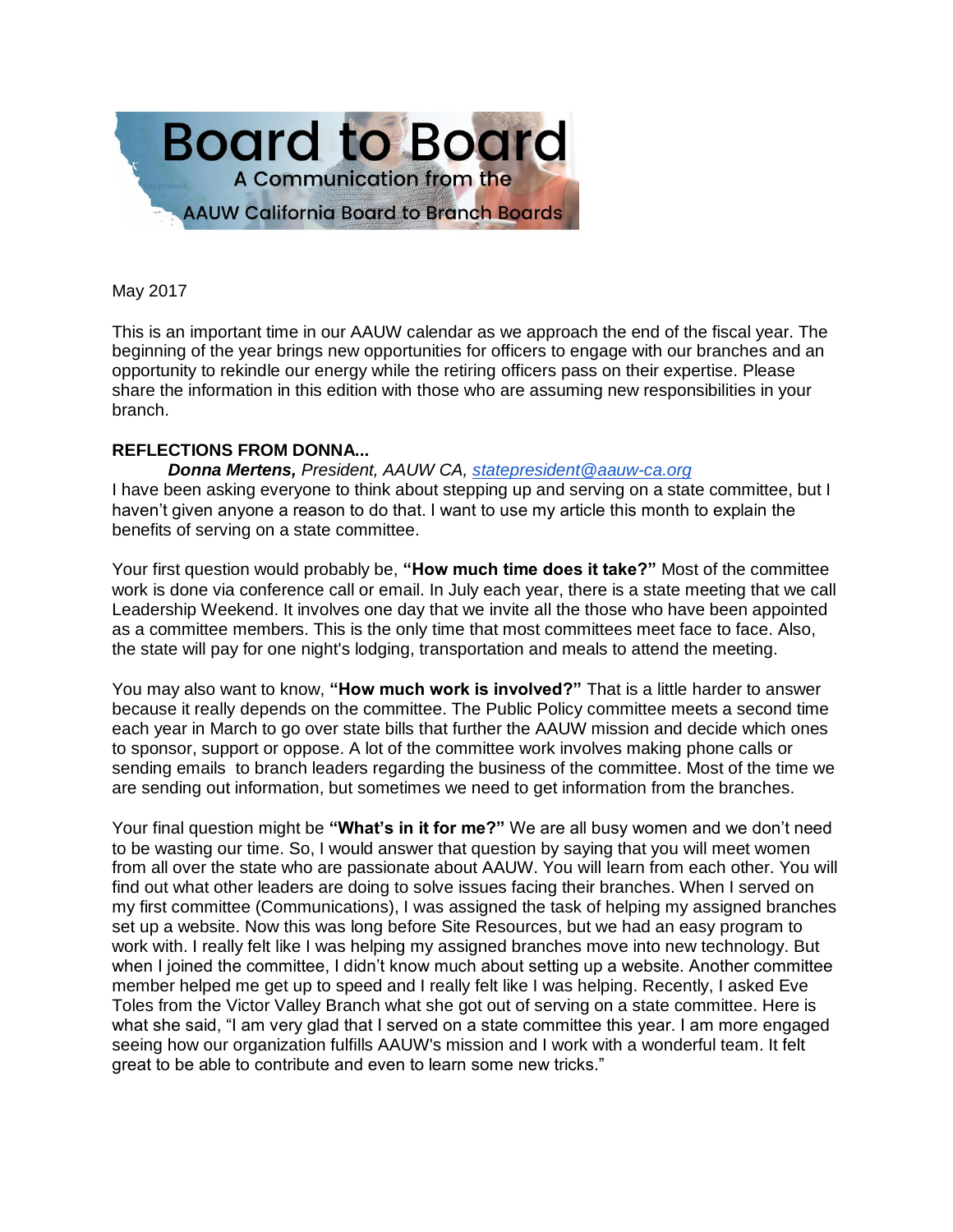# Board to Board

A Communication from the AAUW California Board to Branch Boards

May 2017

This is an important time in our AAUW calendar as we approach the end of the fiscal year. The beginning of the year brings new opportunities for officers to engage with our branches and an opportunity to rekindle our energy while the retiring officers pass on their expertise. Please share the information in this edition with those who are assuming new responsibilities in your branch.

## REFLECTIONS FROM DONNA...

***Donna Mertens,*** *President, AAUW CA, statepresident@aauw-ca.org*

I have been asking everyone to think about stepping up and serving on a state committee, but I haven't given anyone a reason to do that. I want to use my article this month to explain the benefits of serving on a state committee.

Your first question would probably be, **"How much time does it take?"** Most of the committee work is done via conference call or email. In July each year, there is a state meeting that we call Leadership Weekend. It involves one day that we invite all the those who have been appointed as a committee members. This is the only time that most committees meet face to face. Also, the state will pay for one night's lodging, transportation and meals to attend the meeting.

You may also want to know, **"How much work is involved?"** That is a little harder to answer because it really depends on the committee. The Public Policy committee meets a second time each year in March to go over state bills that further the AAUW mission and decide which ones to sponsor, support or oppose. A lot of the committee work involves making phone calls or sending emails to branch leaders regarding the business of the committee. Most of the time we are sending out information, but sometimes we need to get information from the branches.

Your final question might be **"What's in it for me?"** We are all busy women and we don't need to be wasting our time. So, I would answer that question by saying that you will meet women from all over the state who are passionate about AAUW. You will learn from each other. You will find out what other leaders are doing to solve issues facing their branches. When I served on my first committee (Communications), I was assigned the task of helping my assigned branches set up a website. Now this was long before Site Resources, but we had an easy program to work with. I really felt like I was helping my assigned branches move into new technology. But when I joined the committee, I didn't know much about setting up a website. Another committee member helped me get up to speed and I really felt like I was helping. Recently, I asked Eve Toles from the Victor Valley Branch what she got out of serving on a state committee. Here is what she said, "I am very glad that I served on a state committee this year. I am more engaged seeing how our organization fulfills AAUW's mission and I work with a wonderful team. It felt great to be able to contribute and even to learn some new tricks."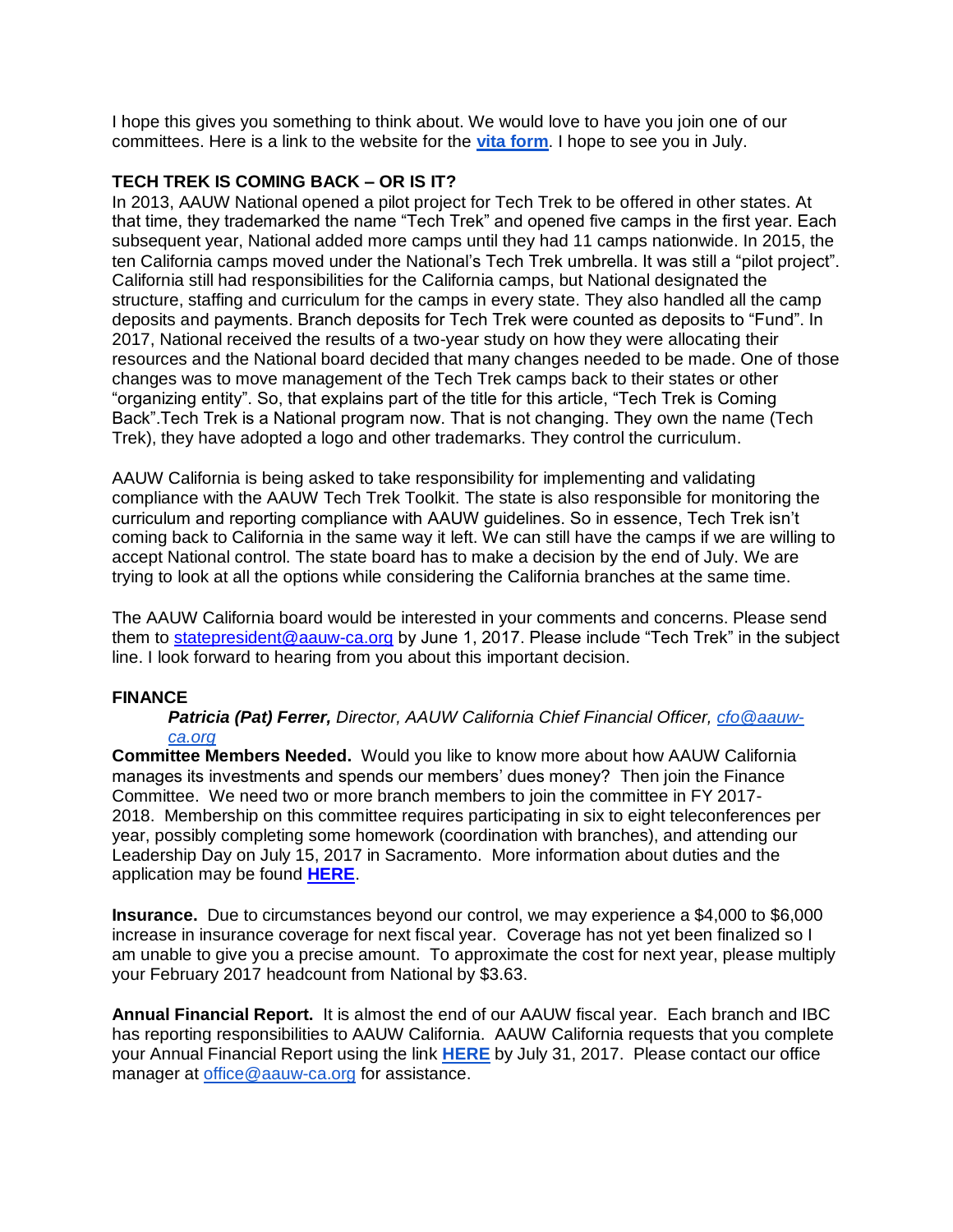I hope this gives you something to think about. We would love to have you join one of our committees. Here is a link to the website for the **vita form**. I hope to see you in July.

## TECH TREK IS COMING BACK – OR IS IT?

In 2013, AAUW National opened a pilot project for Tech Trek to be offered in other states. At that time, they trademarked the name "Tech Trek" and opened five camps in the first year. Each subsequent year, National added more camps until they had 11 camps nationwide. In 2015, the ten California camps moved under the National's Tech Trek umbrella. It was still a "pilot project". California still had responsibilities for the California camps, but National designated the structure, staffing and curriculum for the camps in every state. They also handled all the camp deposits and payments. Branch deposits for Tech Trek were counted as deposits to "Fund". In 2017, National received the results of a two-year study on how they were allocating their resources and the National board decided that many changes needed to be made. One of those changes was to move management of the Tech Trek camps back to their states or other "organizing entity". So, that explains part of the title for this article, "Tech Trek is Coming Back".Tech Trek is a National program now. That is not changing. They own the name (Tech Trek), they have adopted a logo and other trademarks. They control the curriculum.

AAUW California is being asked to take responsibility for implementing and validating compliance with the AAUW Tech Trek Toolkit. The state is also responsible for monitoring the curriculum and reporting compliance with AAUW guidelines. So in essence, Tech Trek isn't coming back to California in the same way it left. We can still have the camps if we are willing to accept National control. The state board has to make a decision by the end of July. We are trying to look at all the options while considering the California branches at the same time.

The AAUW California board would be interested in your comments and concerns. Please send them to statepresident@aauw-ca.org by June 1, 2017. Please include "Tech Trek" in the subject line. I look forward to hearing from you about this important decision.

## FINANCE

***Patricia (Pat) Ferrer,*** *Director, AAUW California Chief Financial Officer, cfo@aauw-ca.org*

**Committee Members Needed.** Would you like to know more about how AAUW California manages its investments and spends our members' dues money? Then join the Finance Committee. We need two or more branch members to join the committee in FY 2017-2018. Membership on this committee requires participating in six to eight teleconferences per year, possibly completing some homework (coordination with branches), and attending our Leadership Day on July 15, 2017 in Sacramento. More information about duties and the application may be found **HERE**.

**Insurance.** Due to circumstances beyond our control, we may experience a $4,000 to $6,000 increase in insurance coverage for next fiscal year. Coverage has not yet been finalized so I am unable to give you a precise amount. To approximate the cost for next year, please multiply your February 2017 headcount from National by $3.63.

**Annual Financial Report.** It is almost the end of our AAUW fiscal year. Each branch and IBC has reporting responsibilities to AAUW California. AAUW California requests that you complete your Annual Financial Report using the link **HERE** by July 31, 2017. Please contact our office manager at office@aauw-ca.org for assistance.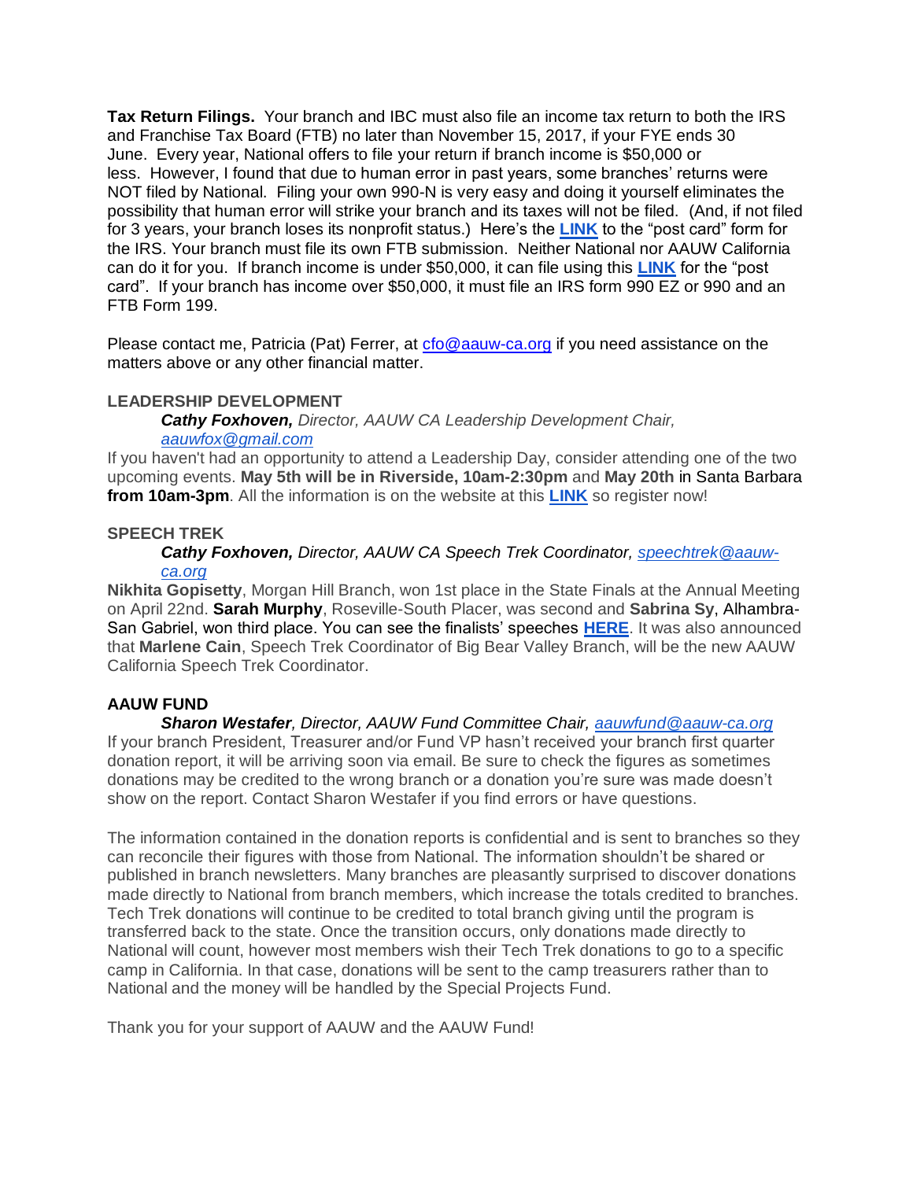**Tax Return Filings.** Your branch and IBC must also file an income tax return to both the IRS and Franchise Tax Board (FTB) no later than November 15, 2017, if your FYE ends 30 June. Every year, National offers to file your return if branch income is $50,000 or less. However, I found that due to human error in past years, some branches' returns were NOT filed by National. Filing your own 990-N is very easy and doing it yourself eliminates the possibility that human error will strike your branch and its taxes will not be filed. (And, if not filed for 3 years, your branch loses its nonprofit status.) Here's the **LINK** to the "post card" form for the IRS. Your branch must file its own FTB submission. Neither National nor AAUW California can do it for you. If branch income is under $50,000, it can file using this **LINK** for the "post card". If your branch has income over $50,000, it must file an IRS form 990 EZ or 990 and an FTB Form 199.

Please contact me, Patricia (Pat) Ferrer, at cfo@aauw-ca.org if you need assistance on the matters above or any other financial matter.

## LEADERSHIP DEVELOPMENT

***Cathy Foxhoven,*** *Director, AAUW CA Leadership Development Chair, aauwfox@gmail.com*

If you haven't had an opportunity to attend a Leadership Day, consider attending one of the two upcoming events. **May 5th will be in Riverside, 10am-2:30pm** and **May 20th** in Santa Barbara **from 10am-3pm**. All the information is on the website at this **LINK** so register now!

## SPEECH TREK

***Cathy Foxhoven,*** *Director, AAUW CA Speech Trek Coordinator, speechtrek@aauw-ca.org*

**Nikhita Gopisetty**, Morgan Hill Branch, won 1st place in the State Finals at the Annual Meeting on April 22nd. **Sarah Murphy**, Roseville-South Placer, was second and **Sabrina Sy**, Alhambra-San Gabriel, won third place. You can see the finalists' speeches **HERE**. It was also announced that **Marlene Cain**, Speech Trek Coordinator of Big Bear Valley Branch, will be the new AAUW California Speech Trek Coordinator.

## AAUW FUND

***Sharon Westafer****, Director, AAUW Fund Committee Chair, aauwfund@aauw-ca.org*

If your branch President, Treasurer and/or Fund VP hasn't received your branch first quarter donation report, it will be arriving soon via email. Be sure to check the figures as sometimes donations may be credited to the wrong branch or a donation you're sure was made doesn't show on the report. Contact Sharon Westafer if you find errors or have questions.

The information contained in the donation reports is confidential and is sent to branches so they can reconcile their figures with those from National. The information shouldn't be shared or published in branch newsletters. Many branches are pleasantly surprised to discover donations made directly to National from branch members, which increase the totals credited to branches. Tech Trek donations will continue to be credited to total branch giving until the program is transferred back to the state. Once the transition occurs, only donations made directly to National will count, however most members wish their Tech Trek donations to go to a specific camp in California. In that case, donations will be sent to the camp treasurers rather than to National and the money will be handled by the Special Projects Fund.

Thank you for your support of AAUW and the AAUW Fund!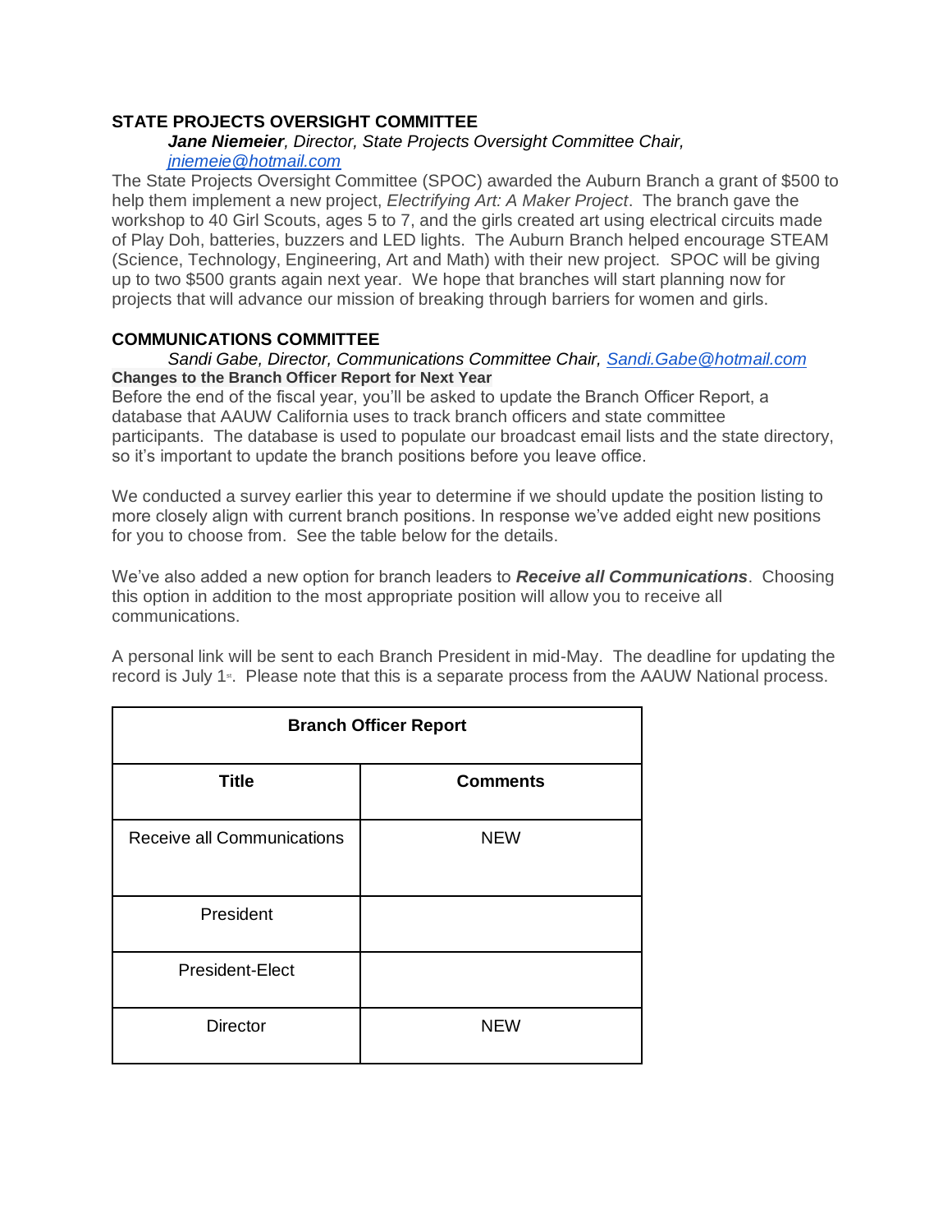## STATE PROJECTS OVERSIGHT COMMITTEE

***Jane Niemeier**, Director, State Projects Oversight Committee Chair,* [jniemeie@hotmail.com](mailto:jniemeie@hotmail.com)

The State Projects Oversight Committee (SPOC) awarded the Auburn Branch a grant of $500 to help them implement a new project, *Electrifying Art: A Maker Project*. The branch gave the workshop to 40 Girl Scouts, ages 5 to 7, and the girls created art using electrical circuits made of Play Doh, batteries, buzzers and LED lights. The Auburn Branch helped encourage STEAM (Science, Technology, Engineering, Art and Math) with their new project. SPOC will be giving up to two $500 grants again next year. We hope that branches will start planning now for projects that will advance our mission of breaking through barriers for women and girls.

## COMMUNICATIONS COMMITTEE

*Sandi Gabe, Director, Communications Committee Chair,* [Sandi.Gabe@hotmail.com](mailto:Sandi.Gabe@hotmail.com)

**Changes to the Branch Officer Report for Next Year**

Before the end of the fiscal year, you'll be asked to update the Branch Officer Report, a database that AAUW California uses to track branch officers and state committee participants. The database is used to populate our broadcast email lists and the state directory, so it's important to update the branch positions before you leave office.

We conducted a survey earlier this year to determine if we should update the position listing to more closely align with current branch positions. In response we've added eight new positions for you to choose from. See the table below for the details.

We've also added a new option for branch leaders to ***Receive all Communications***. Choosing this option in addition to the most appropriate position will allow you to receive all communications.

A personal link will be sent to each Branch President in mid-May. The deadline for updating the record is July 1st. Please note that this is a separate process from the AAUW National process.

| Branch Officer Report | |
|---|---|
| **Title** | **Comments** |
| Receive all Communications | NEW |
| President | |
| President-Elect | |
| Director | NEW |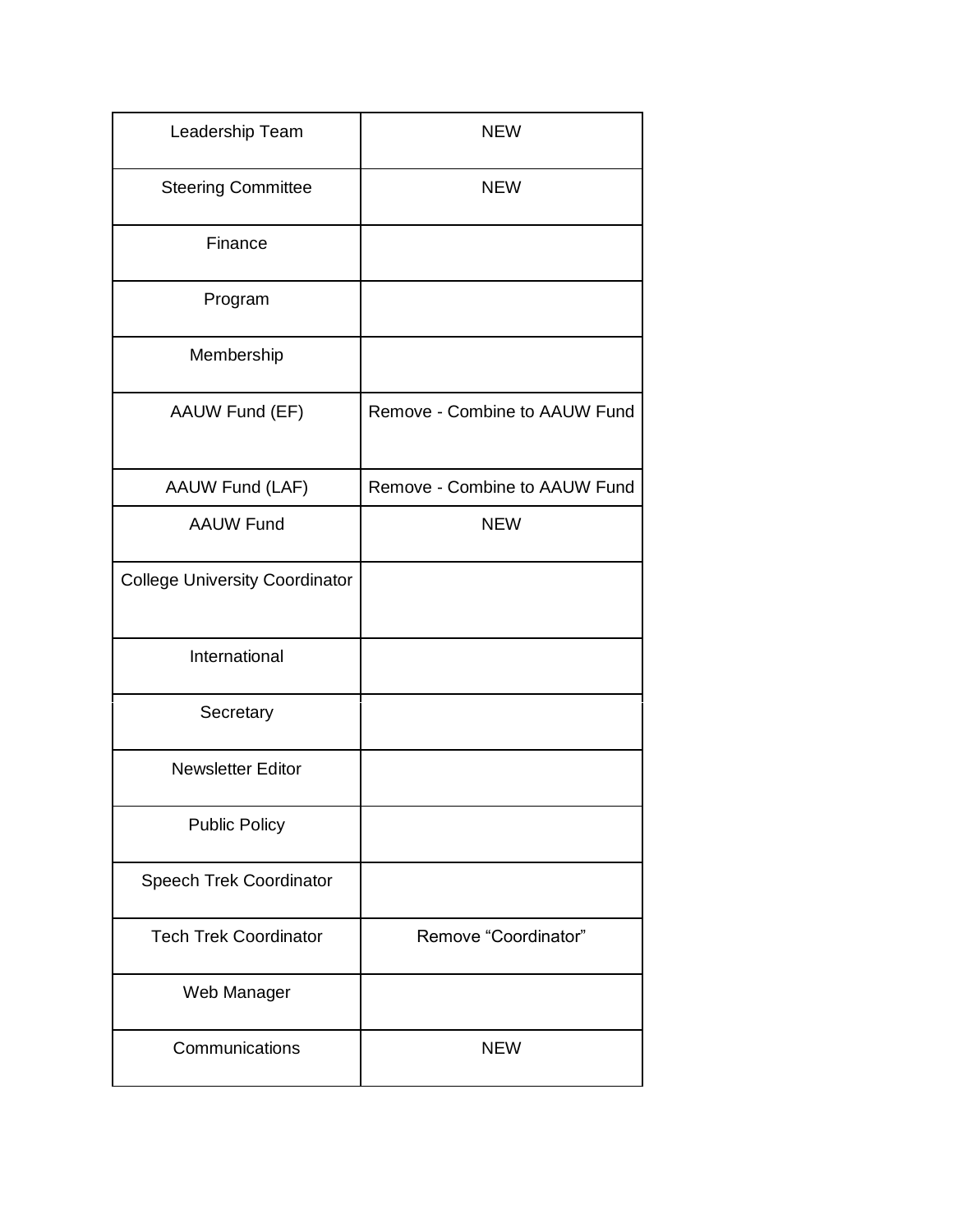| Leadership Team | NEW |
|---|---|
| Steering Committee | NEW |
| Finance | |
| Program | |
| Membership | |
| AAUW Fund (EF) | Remove - Combine to AAUW Fund |
| AAUW Fund (LAF) | Remove - Combine to AAUW Fund |
| AAUW Fund | NEW |
| College University Coordinator | |
| International | |
| Secretary | |
| Newsletter Editor | |
| Public Policy | |
| Speech Trek Coordinator | |
| Tech Trek Coordinator | Remove “Coordinator” |
| Web Manager | |
| Communications | NEW |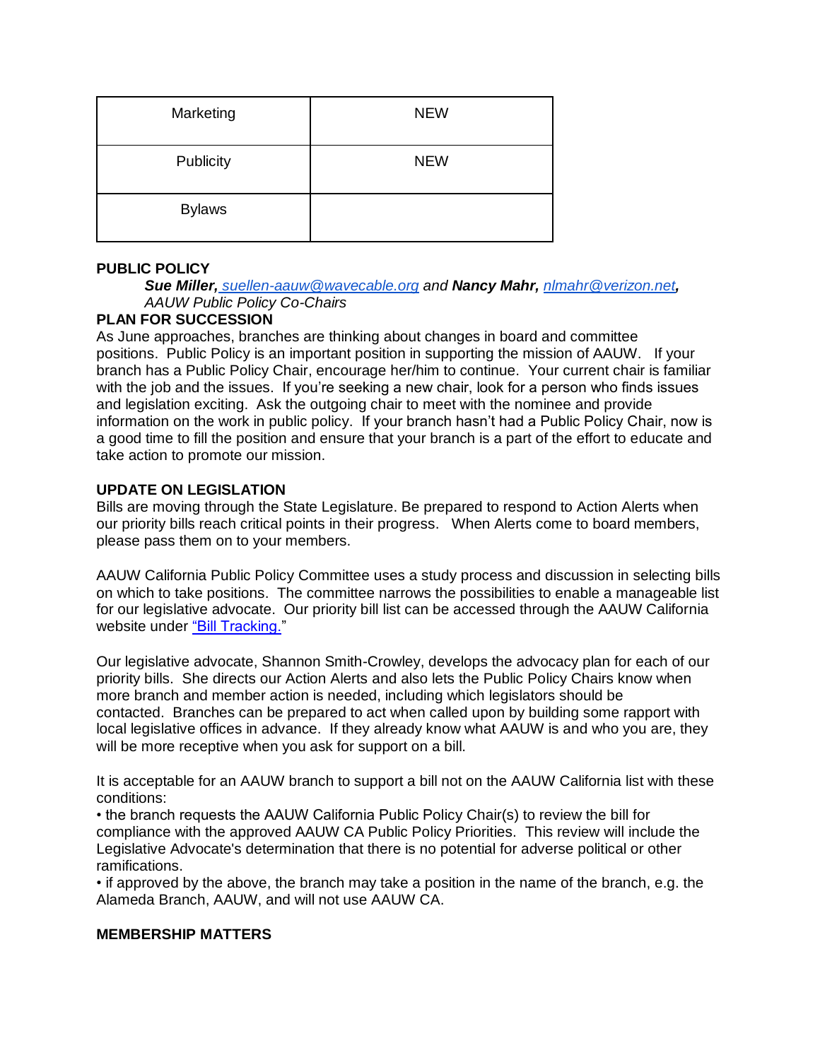| Marketing | NEW |
|---|---|
| Publicity | NEW |
| Bylaws | |

**PUBLIC POLICY**

***Sue Miller,** [suellen-aauw@wavecable.org](mailto:suellen-aauw@wavecable.org) and **Nancy Mahr,** [nlmahr@verizon.net](mailto:nlmahr@verizon.net),*
*AAUW Public Policy Co-Chairs*

**PLAN FOR SUCCESSION**

As June approaches, branches are thinking about changes in board and committee positions. Public Policy is an important position in supporting the mission of AAUW. If your branch has a Public Policy Chair, encourage her/him to continue. Your current chair is familiar with the job and the issues. If you're seeking a new chair, look for a person who finds issues and legislation exciting. Ask the outgoing chair to meet with the nominee and provide information on the work in public policy. If your branch hasn't had a Public Policy Chair, now is a good time to fill the position and ensure that your branch is a part of the effort to educate and take action to promote our mission.

**UPDATE ON LEGISLATION**

Bills are moving through the State Legislature. Be prepared to respond to Action Alerts when our priority bills reach critical points in their progress. When Alerts come to board members, please pass them on to your members.

AAUW California Public Policy Committee uses a study process and discussion in selecting bills on which to take positions. The committee narrows the possibilities to enable a manageable list for our legislative advocate. Our priority bill list can be accessed through the AAUW California website under "Bill Tracking."

Our legislative advocate, Shannon Smith-Crowley, develops the advocacy plan for each of our priority bills. She directs our Action Alerts and also lets the Public Policy Chairs know when more branch and member action is needed, including which legislators should be contacted. Branches can be prepared to act when called upon by building some rapport with local legislative offices in advance. If they already know what AAUW is and who you are, they will be more receptive when you ask for support on a bill.

It is acceptable for an AAUW branch to support a bill not on the AAUW California list with these conditions:

- the branch requests the AAUW California Public Policy Chair(s) to review the bill for compliance with the approved AAUW CA Public Policy Priorities. This review will include the Legislative Advocate's determination that there is no potential for adverse political or other ramifications.
- if approved by the above, the branch may take a position in the name of the branch, e.g. the Alameda Branch, AAUW, and will not use AAUW CA.

**MEMBERSHIP MATTERS**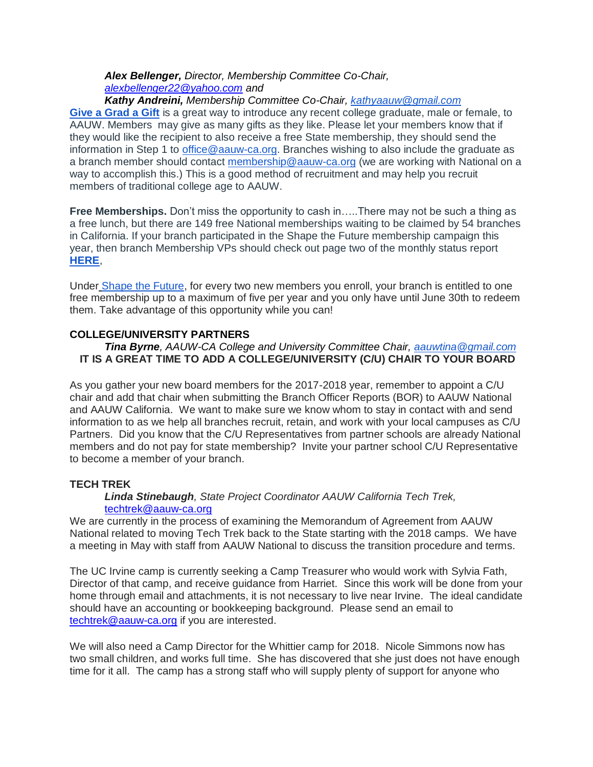***Alex Bellenger,*** *Director, Membership Committee Co-Chair, [alexbellenger22@yahoo.com](mailto:alexbellenger22@yahoo.com) and*

***Kathy Andreini,*** *Membership Committee Co-Chair, [kathyaauw@gmail.com](mailto:kathyaauw@gmail.com)*

**Give a Grad a Gift** is a great way to introduce any recent college graduate, male or female, to AAUW. Members may give as many gifts as they like. Please let your members know that if they would like the recipient to also receive a free State membership, they should send the information in Step 1 to office@aauw-ca.org. Branches wishing to also include the graduate as a branch member should contact membership@aauw-ca.org (we are working with National on a way to accomplish this.) This is a good method of recruitment and may help you recruit members of traditional college age to AAUW.

**Free Memberships.** Don't miss the opportunity to cash in…..There may not be such a thing as a free lunch, but there are 149 free National memberships waiting to be claimed by 54 branches in California. If your branch participated in the Shape the Future membership campaign this year, then branch Membership VPs should check out page two of the monthly status report **HERE**,

Under Shape the Future, for every two new members you enroll, your branch is entitled to one free membership up to a maximum of five per year and you only have until June 30th to redeem them. Take advantage of this opportunity while you can!

## COLLEGE/UNIVERSITY PARTNERS

***Tina Byrne****, AAUW-CA College and University Committee Chair, [aauwtina@gmail.com](mailto:aauwtina@gmail.com)*

**IT IS A GREAT TIME TO ADD A COLLEGE/UNIVERSITY (C/U) CHAIR TO YOUR BOARD**

As you gather your new board members for the 2017-2018 year, remember to appoint a C/U chair and add that chair when submitting the Branch Officer Reports (BOR) to AAUW National and AAUW California. We want to make sure we know whom to stay in contact with and send information to as we help all branches recruit, retain, and work with your local campuses as C/U Partners. Did you know that the C/U Representatives from partner schools are already National members and do not pay for state membership? Invite your partner school C/U Representative to become a member of your branch.

## TECH TREK

***Linda Stinebaugh****, State Project Coordinator AAUW California Tech Trek,* techtrek@aauw-ca.org

We are currently in the process of examining the Memorandum of Agreement from AAUW National related to moving Tech Trek back to the State starting with the 2018 camps. We have a meeting in May with staff from AAUW National to discuss the transition procedure and terms.

The UC Irvine camp is currently seeking a Camp Treasurer who would work with Sylvia Fath, Director of that camp, and receive guidance from Harriet. Since this work will be done from your home through email and attachments, it is not necessary to live near Irvine. The ideal candidate should have an accounting or bookkeeping background. Please send an email to techtrek@aauw-ca.org if you are interested.

We will also need a Camp Director for the Whittier camp for 2018. Nicole Simmons now has two small children, and works full time. She has discovered that she just does not have enough time for it all. The camp has a strong staff who will supply plenty of support for anyone who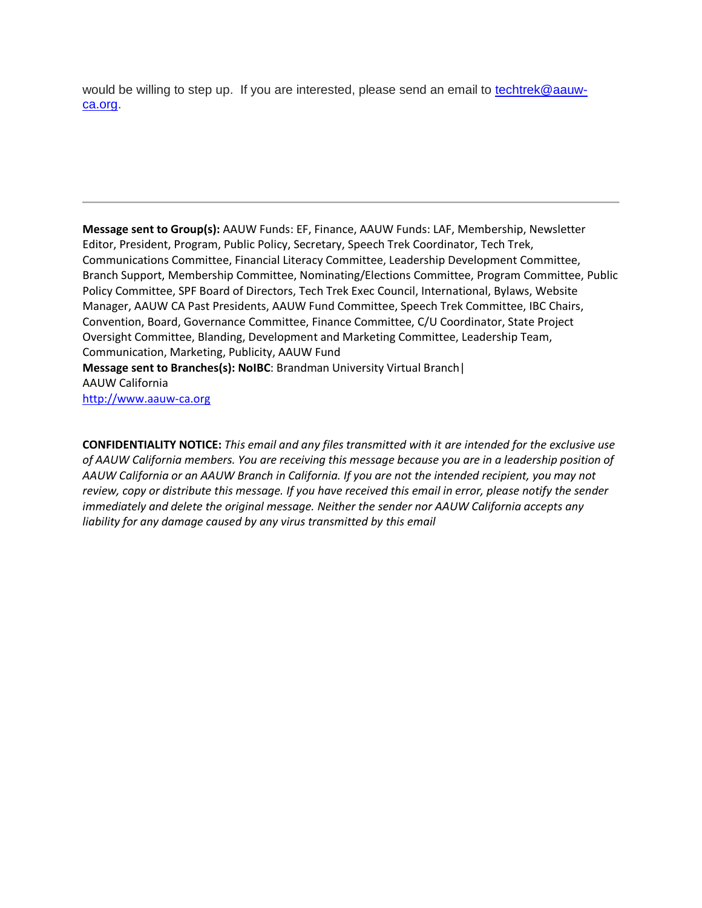would be willing to step up. If you are interested, please send an email to [techtrek@aauw-ca.org](mailto:techtrek@aauw-ca.org).

---

**Message sent to Group(s):** AAUW Funds: EF, Finance, AAUW Funds: LAF, Membership, Newsletter Editor, President, Program, Public Policy, Secretary, Speech Trek Coordinator, Tech Trek, Communications Committee, Financial Literacy Committee, Leadership Development Committee, Branch Support, Membership Committee, Nominating/Elections Committee, Program Committee, Public Policy Committee, SPF Board of Directors, Tech Trek Exec Council, International, Bylaws, Website Manager, AAUW CA Past Presidents, AAUW Fund Committee, Speech Trek Committee, IBC Chairs, Convention, Board, Governance Committee, Finance Committee, C/U Coordinator, State Project Oversight Committee, Blanding, Development and Marketing Committee, Leadership Team, Communication, Marketing, Publicity, AAUW Fund
**Message sent to Branches(s): NoIBC**: Brandman University Virtual Branch|
AAUW California
[http://www.aauw-ca.org](http://www.aauw-ca.org)

**CONFIDENTIALITY NOTICE:** *This email and any files transmitted with it are intended for the exclusive use of AAUW California members. You are receiving this message because you are in a leadership position of AAUW California or an AAUW Branch in California. If you are not the intended recipient, you may not review, copy or distribute this message. If you have received this email in error, please notify the sender immediately and delete the original message. Neither the sender nor AAUW California accepts any liability for any damage caused by any virus transmitted by this email*